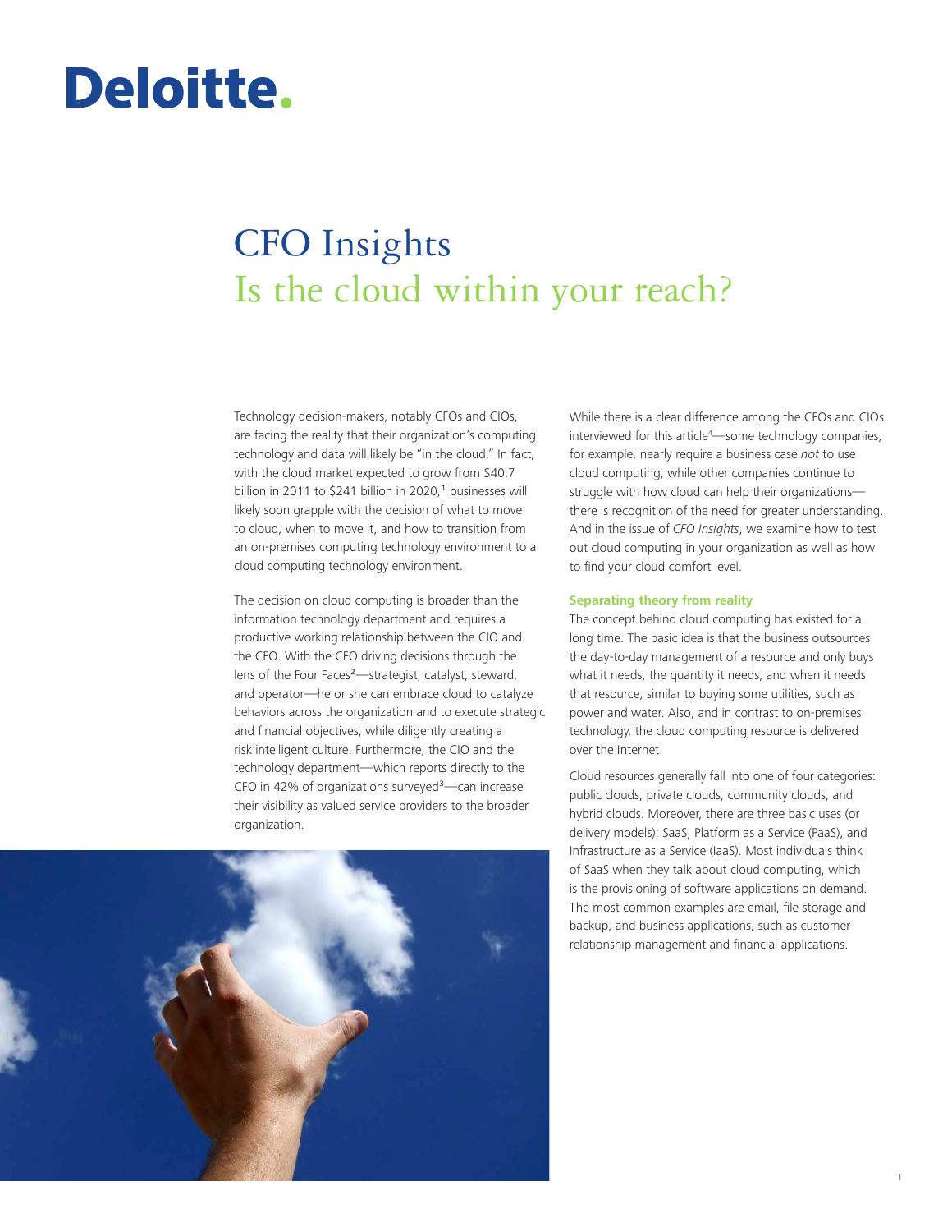# Deloitte.

# CFO Insights
## Is the cloud within your reach?

Technology decision-makers, notably CFOs and CIOs, are facing the reality that their organization's computing technology and data will likely be "in the cloud." In fact, with the cloud market expected to grow from $40.7 billion in 2011 to $241 billion in 2020,[1] businesses will likely soon grapple with the decision of what to move to cloud, when to move it, and how to transition from an on-premises computing technology environment to a cloud computing technology environment.

The decision on cloud computing is broader than the information technology department and requires a productive working relationship between the CIO and the CFO. With the CFO driving decisions through the lens of the Four Faces[2]—strategist, catalyst, steward, and operator—he or she can embrace cloud to catalyze behaviors across the organization and to execute strategic and financial objectives, while diligently creating a risk intelligent culture. Furthermore, the CIO and the technology department—which reports directly to the CFO in 42% of organizations surveyed[3]—can increase their visibility as valued service providers to the broader organization.

While there is a clear difference among the CFOs and CIOs interviewed for this article[4]—some technology companies, for example, nearly require a business case *not* to use cloud computing, while other companies continue to struggle with how cloud can help their organizations—there is recognition of the need for greater understanding. And in the issue of *CFO Insights*, we examine how to test out cloud computing in your organization as well as how to find your cloud comfort level.

### Separating theory from reality

The concept behind cloud computing has existed for a long time. The basic idea is that the business outsources the day-to-day management of a resource and only buys what it needs, the quantity it needs, and when it needs that resource, similar to buying some utilities, such as power and water. Also, and in contrast to on-premises technology, the cloud computing resource is delivered over the Internet.

Cloud resources generally fall into one of four categories: public clouds, private clouds, community clouds, and hybrid clouds. Moreover, there are three basic uses (or delivery models): SaaS, Platform as a Service (PaaS), and Infrastructure as a Service (IaaS). Most individuals think of SaaS when they talk about cloud computing, which is the provisioning of software applications on demand. The most common examples are email, file storage and backup, and business applications, such as customer relationship management and financial applications.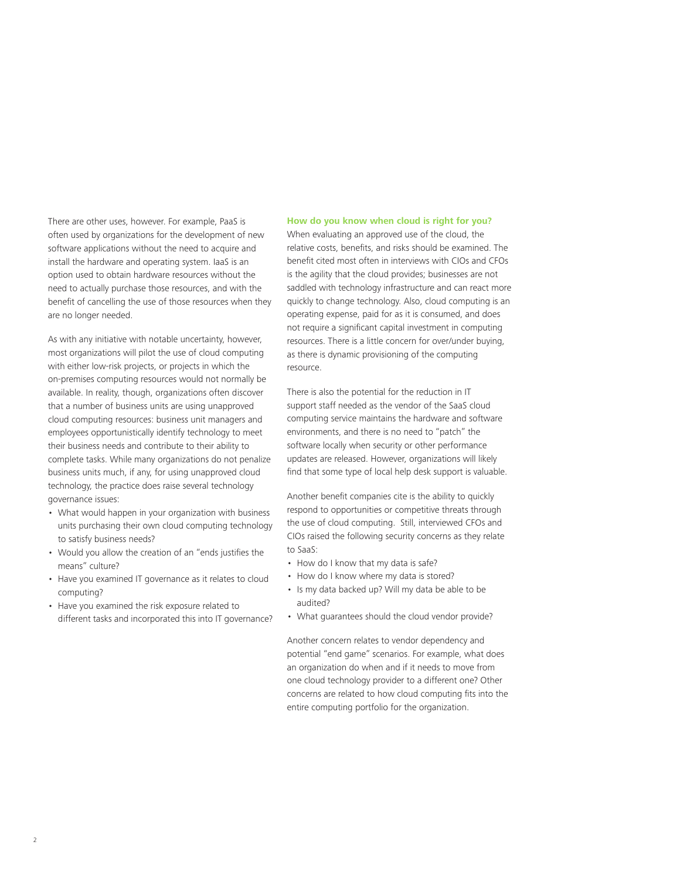There are other uses, however. For example, PaaS is often used by organizations for the development of new software applications without the need to acquire and install the hardware and operating system. IaaS is an option used to obtain hardware resources without the need to actually purchase those resources, and with the benefit of cancelling the use of those resources when they are no longer needed.

As with any initiative with notable uncertainty, however, most organizations will pilot the use of cloud computing with either low-risk projects, or projects in which the on-premises computing resources would not normally be available. In reality, though, organizations often discover that a number of business units are using unapproved cloud computing resources: business unit managers and employees opportunistically identify technology to meet their business needs and contribute to their ability to complete tasks. While many organizations do not penalize business units much, if any, for using unapproved cloud technology, the practice does raise several technology governance issues:

- What would happen in your organization with business units purchasing their own cloud computing technology to satisfy business needs?
- Would you allow the creation of an "ends justifies the means" culture?
- Have you examined IT governance as it relates to cloud computing?
- Have you examined the risk exposure related to different tasks and incorporated this into IT governance?

### How do you know when cloud is right for you?

When evaluating an approved use of the cloud, the relative costs, benefits, and risks should be examined. The benefit cited most often in interviews with CIOs and CFOs is the agility that the cloud provides; businesses are not saddled with technology infrastructure and can react more quickly to change technology. Also, cloud computing is an operating expense, paid for as it is consumed, and does not require a significant capital investment in computing resources. There is a little concern for over/under buying, as there is dynamic provisioning of the computing resource.

There is also the potential for the reduction in IT support staff needed as the vendor of the SaaS cloud computing service maintains the hardware and software environments, and there is no need to "patch" the software locally when security or other performance updates are released. However, organizations will likely find that some type of local help desk support is valuable.

Another benefit companies cite is the ability to quickly respond to opportunities or competitive threats through the use of cloud computing. Still, interviewed CFOs and CIOs raised the following security concerns as they relate to SaaS:

- How do I know that my data is safe?
- How do I know where my data is stored?
- Is my data backed up? Will my data be able to be audited?
- What guarantees should the cloud vendor provide?

Another concern relates to vendor dependency and potential "end game" scenarios. For example, what does an organization do when and if it needs to move from one cloud technology provider to a different one? Other concerns are related to how cloud computing fits into the entire computing portfolio for the organization.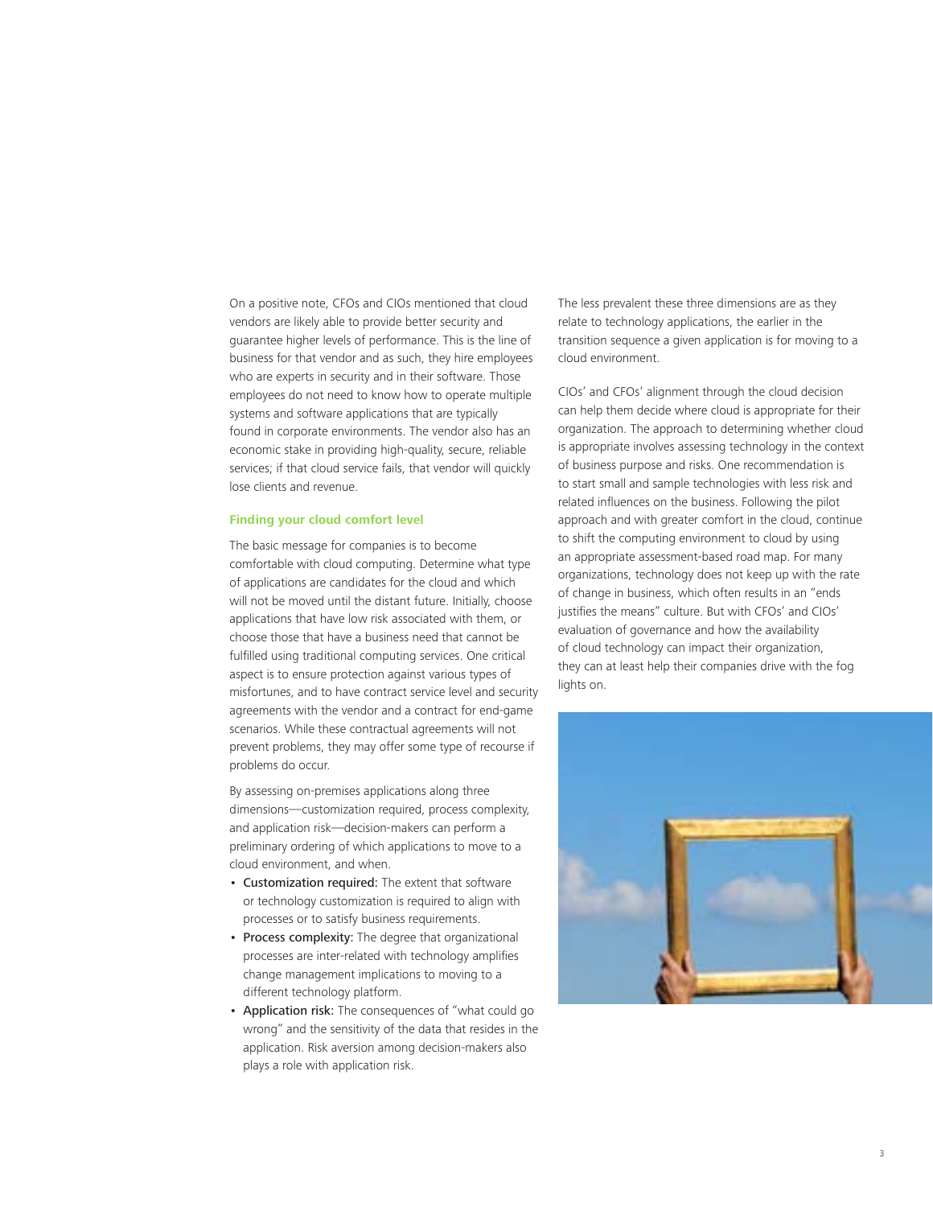On a positive note, CFOs and CIOs mentioned that cloud vendors are likely able to provide better security and guarantee higher levels of performance. This is the line of business for that vendor and as such, they hire employees who are experts in security and in their software. Those employees do not need to know how to operate multiple systems and software applications that are typically found in corporate environments. The vendor also has an economic stake in providing high-quality, secure, reliable services; if that cloud service fails, that vendor will quickly lose clients and revenue.

### Finding your cloud comfort level

The basic message for companies is to become comfortable with cloud computing. Determine what type of applications are candidates for the cloud and which will not be moved until the distant future. Initially, choose applications that have low risk associated with them, or choose those that have a business need that cannot be fulfilled using traditional computing services. One critical aspect is to ensure protection against various types of misfortunes, and to have contract service level and security agreements with the vendor and a contract for end-game scenarios. While these contractual agreements will not prevent problems, they may offer some type of recourse if problems do occur.

By assessing on-premises applications along three dimensions—customization required, process complexity, and application risk—decision-makers can perform a preliminary ordering of which applications to move to a cloud environment, and when.

- **Customization required:** The extent that software or technology customization is required to align with processes or to satisfy business requirements.
- **Process complexity:** The degree that organizational processes are inter-related with technology amplifies change management implications to moving to a different technology platform.
- **Application risk:** The consequences of "what could go wrong" and the sensitivity of the data that resides in the application. Risk aversion among decision-makers also plays a role with application risk.

The less prevalent these three dimensions are as they relate to technology applications, the earlier in the transition sequence a given application is for moving to a cloud environment.

CIOs' and CFOs' alignment through the cloud decision can help them decide where cloud is appropriate for their organization. The approach to determining whether cloud is appropriate involves assessing technology in the context of business purpose and risks. One recommendation is to start small and sample technologies with less risk and related influences on the business. Following the pilot approach and with greater comfort in the cloud, continue to shift the computing environment to cloud by using an appropriate assessment-based road map. For many organizations, technology does not keep up with the rate of change in business, which often results in an "ends justifies the means" culture. But with CFOs' and CIOs' evaluation of governance and how the availability of cloud technology can impact their organization, they can at least help their companies drive with the fog lights on.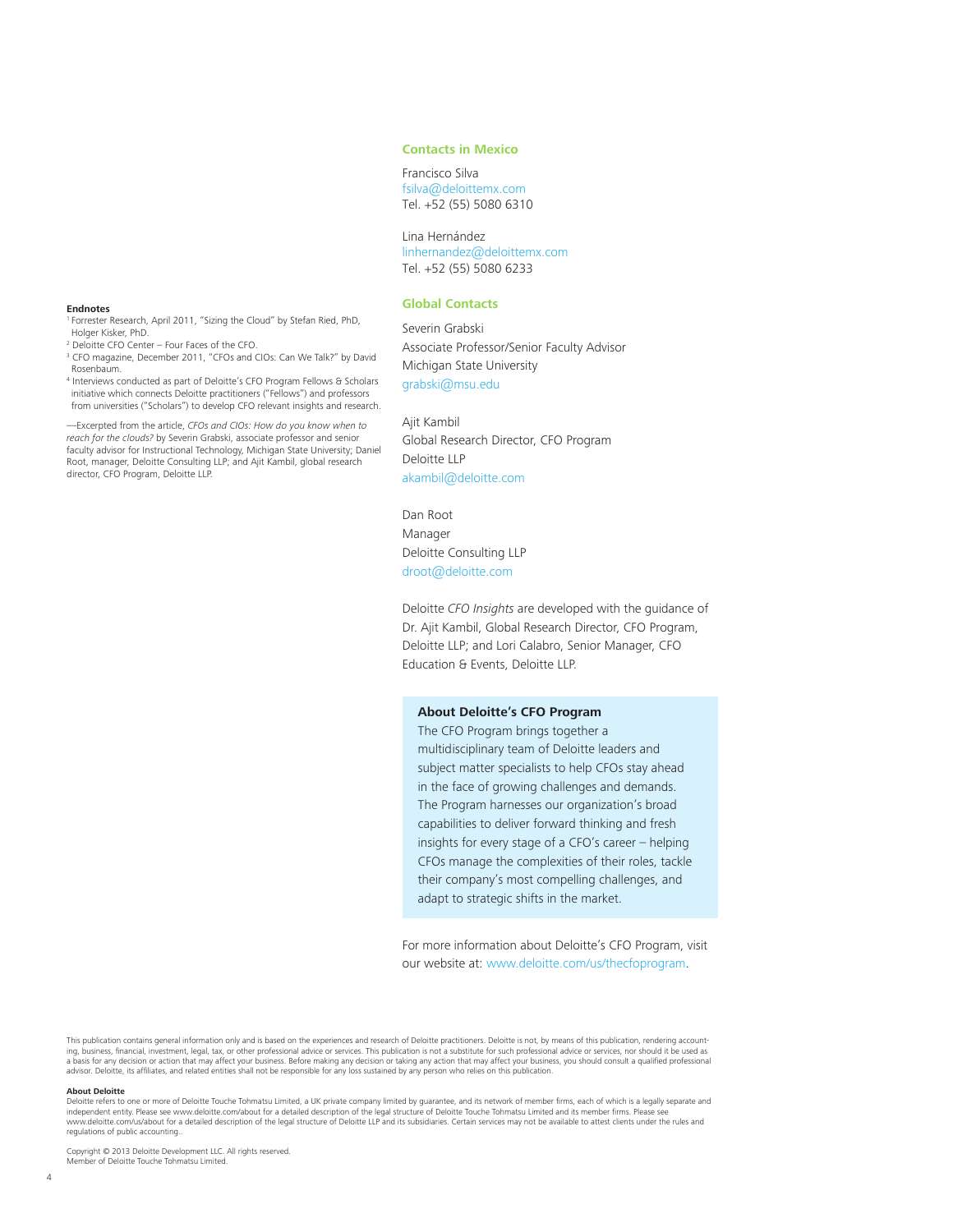### Endnotes

[1] Forrester Research, April 2011, "Sizing the Cloud" by Stefan Ried, PhD, Holger Kisker, PhD.

[2] Deloitte CFO Center – Four Faces of the CFO.

[3] CFO magazine, December 2011, "CFOs and CIOs: Can We Talk?" by David Rosenbaum.

[4] Interviews conducted as part of Deloitte's CFO Program Fellows & Scholars initiative which connects Deloitte practitioners ("Fellows") and professors from universities ("Scholars") to develop CFO relevant insights and research.

—Excerpted from the article, *CFOs and CIOs: How do you know when to reach for the clouds?* by Severin Grabski, associate professor and senior faculty advisor for Instructional Technology, Michigan State University; Daniel Root, manager, Deloitte Consulting LLP; and Ajit Kambil, global research director, CFO Program, Deloitte LLP.

## Contacts in Mexico

Francisco Silva
fsilva@deloittemx.com
Tel. +52 (55) 5080 6310

Lina Hernández
linhernandez@deloittemx.com
Tel. +52 (55) 5080 6233

## Global Contacts

Severin Grabski
Associate Professor/Senior Faculty Advisor
Michigan State University
grabski@msu.edu

Ajit Kambil
Global Research Director, CFO Program
Deloitte LLP
akambil@deloitte.com

Dan Root
Manager
Deloitte Consulting LLP
droot@deloitte.com

Deloitte *CFO Insights* are developed with the guidance of Dr. Ajit Kambil, Global Research Director, CFO Program, Deloitte LLP; and Lori Calabro, Senior Manager, CFO Education & Events, Deloitte LLP.

**About Deloitte's CFO Program**

The CFO Program brings together a multidisciplinary team of Deloitte leaders and subject matter specialists to help CFOs stay ahead in the face of growing challenges and demands. The Program harnesses our organization's broad capabilities to deliver forward thinking and fresh insights for every stage of a CFO's career – helping CFOs manage the complexities of their roles, tackle their company's most compelling challenges, and adapt to strategic shifts in the market.

For more information about Deloitte's CFO Program, visit our website at: www.deloitte.com/us/thecfoprogram.

This publication contains general information only and is based on the experiences and research of Deloitte practitioners. Deloitte is not, by means of this publication, rendering accounting, business, financial, investment, legal, tax, or other professional advice or services. This publication is not a substitute for such professional advice or services, nor should it be used as a basis for any decision or action that may affect your business. Before making any decision or taking any action that may affect your business, you should consult a qualified professional advisor. Deloitte, its affiliates, and related entities shall not be responsible for any loss sustained by any person who relies on this publication.

**About Deloitte**

Deloitte refers to one or more of Deloitte Touche Tohmatsu Limited, a UK private company limited by guarantee, and its network of member firms, each of which is a legally separate and independent entity. Please see www.deloitte.com/about for a detailed description of the legal structure of Deloitte Touche Tohmatsu Limited and its member firms. Please see www.deloitte.com/us/about for a detailed description of the legal structure of Deloitte LLP and its subsidiaries. Certain services may not be available to attest clients under the rules and regulations of public accounting..

Copyright © 2013 Deloitte Development LLC. All rights reserved.
Member of Deloitte Touche Tohmatsu Limited.